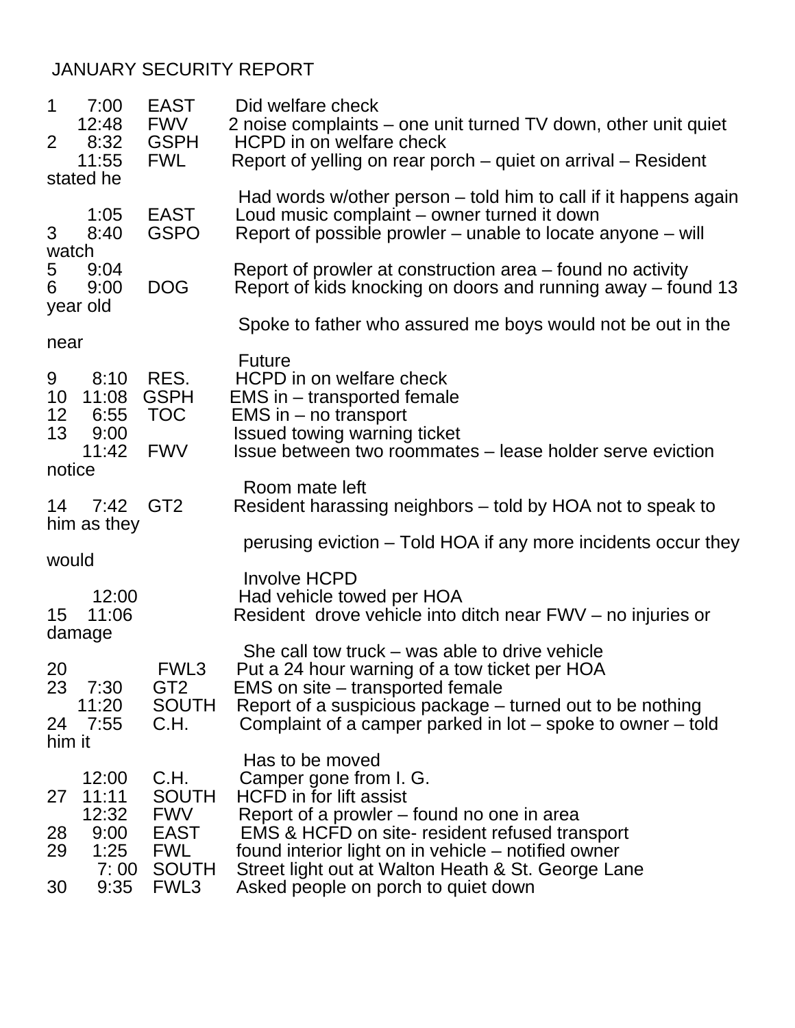# JANUARY SECURITY REPORT

| Day | Time | Location | Description |
|---|---|---|---|
| 1 | 7:00 | EAST | Did welfare check |
| | 12:48 | FWV | 2 noise complaints – one unit turned TV down, other unit quiet |
| 2 | 8:32 | GSPH | HCPD in on welfare check |
| | 11:55 | FWL | Report of yelling on rear porch – quiet on arrival – Resident stated he Had words w/other person – told him to call if it happens again |
| | 1:05 | EAST | Loud music complaint – owner turned it down |
| 3 | 8:40 | GSPO | Report of possible prowler – unable to locate anyone – will watch |
| 5 | 9:04 | | Report of prowler at construction area – found no activity |
| 6 | 9:00 | DOG | Report of kids knocking on doors and running away – found 13 year old Spoke to father who assured me boys would not be out in the near Future |
| 9 | 8:10 | RES. | HCPD in on welfare check |
| 10 | 11:08 | GSPH | EMS in – transported female |
| 12 | 6:55 | TOC | EMS in – no transport |
| 13 | 9:00 | | Issued towing warning ticket |
| | 11:42 | FWV | Issue between two roommates – lease holder serve eviction notice Room mate left |
| 14 | 7:42 | GT2 | Resident harassing neighbors – told by HOA not to speak to him as they perusing eviction – Told HOA if any more incidents occur they would Involve HCPD |
| | 12:00 | | Had vehicle towed per HOA |
| 15 | 11:06 | | Resident drove vehicle into ditch near FWV – no injuries or damage She call tow truck – was able to drive vehicle |
| 20 | | FWL3 | Put a 24 hour warning of a tow ticket per HOA |
| 23 | 7:30 | GT2 | EMS on site – transported female |
| | 11:20 | SOUTH | Report of a suspicious package – turned out to be nothing |
| 24 | 7:55 | C.H. | Complaint of a camper parked in lot – spoke to owner – told him it Has to be moved |
| | 12:00 | C.H. | Camper gone from I. G. |
| 27 | 11:11 | SOUTH | HCFD in for lift assist |
| | 12:32 | FWV | Report of a prowler – found no one in area |
| 28 | 9:00 | EAST | EMS & HCFD on site- resident refused transport |
| 29 | 1:25 | FWL | found interior light on in vehicle – notified owner |
| | 7: 00 | SOUTH | Street light out at Walton Heath & St. George Lane |
| 30 | 9:35 | FWL3 | Asked people on porch to quiet down |